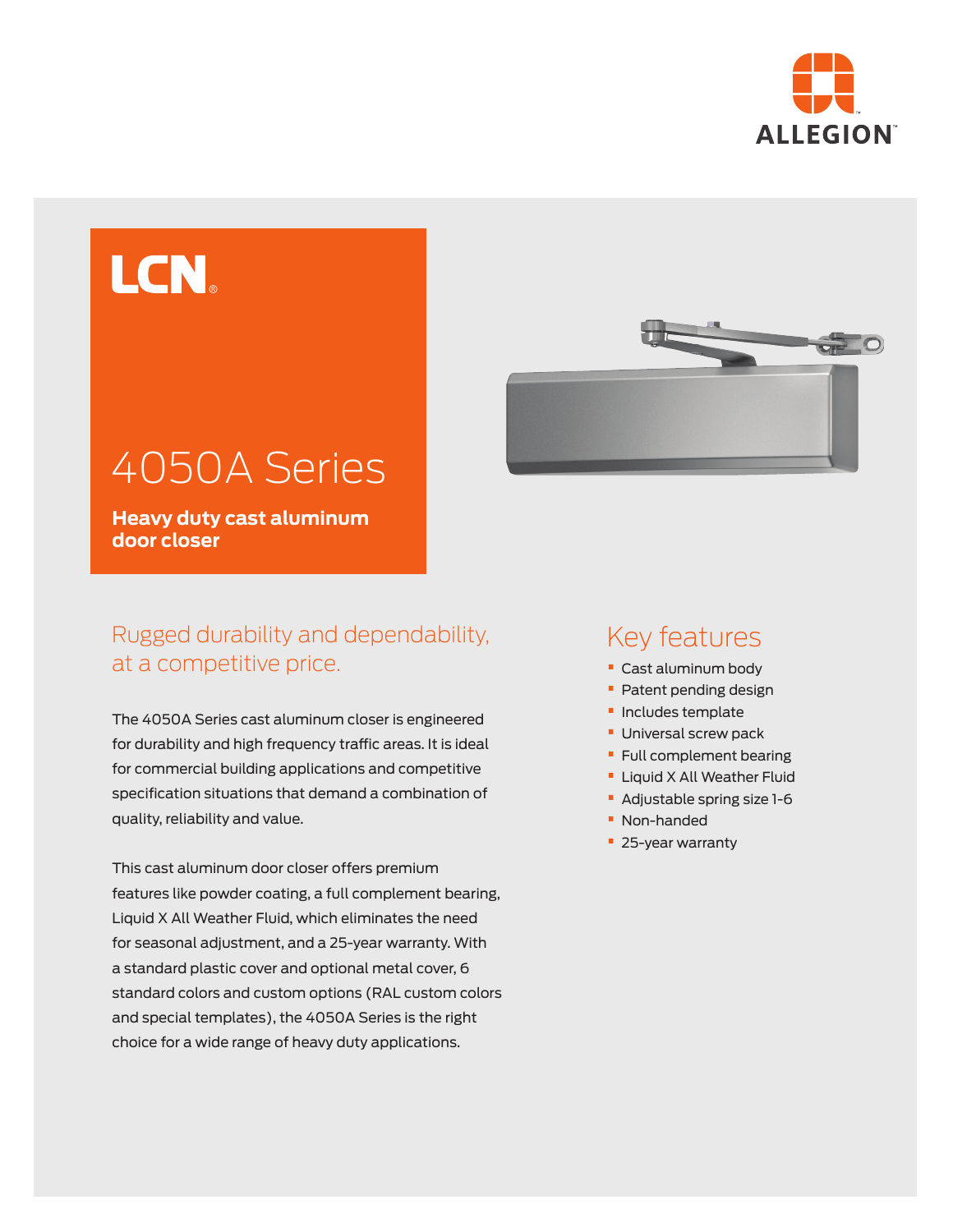ALLEGION™

LCN®

# 4050A Series

**Heavy duty cast aluminum door closer**

## Rugged durability and dependability, at a competitive price.

The 4050A Series cast aluminum closer is engineered for durability and high frequency traffic areas. It is ideal for commercial building applications and competitive specification situations that demand a combination of quality, reliability and value.

This cast aluminum door closer offers premium features like powder coating, a full complement bearing, Liquid X All Weather Fluid, which eliminates the need for seasonal adjustment, and a 25-year warranty. With a standard plastic cover and optional metal cover, 6 standard colors and custom options (RAL custom colors and special templates), the 4050A Series is the right choice for a wide range of heavy duty applications.

## Key features

- Cast aluminum body
- Patent pending design
- Includes template
- Universal screw pack
- Full complement bearing
- Liquid X All Weather Fluid
- Adjustable spring size 1-6
- Non-handed
- 25-year warranty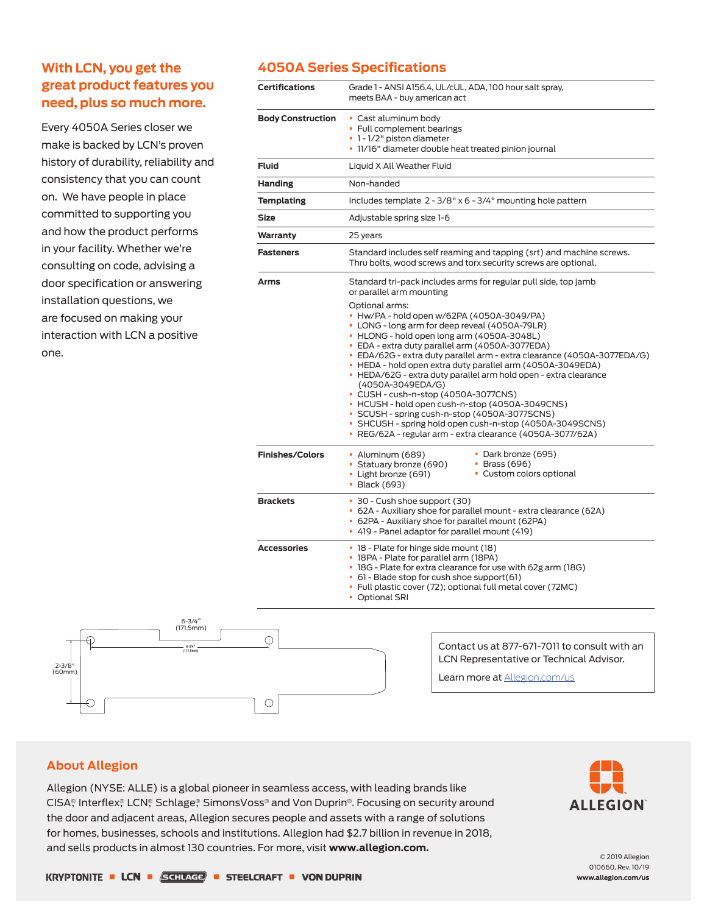## With LCN, you get the great product features you need, plus so much more.

Every 4050A Series closer we make is backed by LCN's proven history of durability, reliability and consistency that you can count on. We have people in place committed to supporting you and how the product performs in your facility. Whether we're consulting on code, advising a door specification or answering installation questions, we are focused on making your interaction with LCN a positive one.

## 4050A Series Specifications

| | |
|---|---|
| **Certifications** | Grade 1 - ANSI A156.4, UL/cUL, ADA, 100 hour salt spray, meets BAA - buy american act |
| **Body Construction** | ▪ Cast aluminum body<br>▪ Full complement bearings<br>▪ 1 - 1/2" piston diameter<br>▪ 11/16" diameter double heat treated pinion journal |
| **Fluid** | Liquid X All Weather Fluid |
| **Handing** | Non-handed |
| **Templating** | Includes template 2 - 3/8" x 6 - 3/4" mounting hole pattern |
| **Size** | Adjustable spring size 1-6 |
| **Warranty** | 25 years |
| **Fasteners** | Standard includes self reaming and tapping (srt) and machine screws. Thru bolts, wood screws and torx security screws are optional. |
| **Arms** | Standard tri-pack includes arms for regular pull side, top jamb or parallel arm mounting<br>Optional arms:<br>▪ Hw/PA - hold open w/62PA (4050A-3049/PA)<br>▪ LONG - long arm for deep reveal (4050A-79LR)<br>▪ HLONG - hold open long arm (4050A-3048L)<br>▪ EDA - extra duty parallel arm (4050A-3077EDA)<br>▪ EDA/62G - extra duty parallel arm - extra clearance (4050A-3077EDA/G)<br>▪ HEDA - hold open extra duty parallel arm (4050A-3049EDA)<br>▪ HEDA/62G - extra duty parallel arm hold open - extra clearance (4050A-3049EDA/G)<br>▪ CUSH - cush-n-stop (4050A-3077CNS)<br>▪ HCUSH - hold open cush-n-stop (4050A-3049CNS)<br>▪ SCUSH - spring cush-n-stop (4050A-3077SCNS)<br>▪ SHCUSH - spring hold open cush-n-stop (4050A-3049SCNS)<br>▪ REG/62A - regular arm - extra clearance (4050A-3077/62A) |
| **Finishes/Colors** | ▪ Aluminum (689)<br>▪ Statuary bronze (690)<br>▪ Light bronze (691)<br>▪ Black (693)<br>▪ Dark bronze (695)<br>▪ Brass (696)<br>▪ Custom colors optional |
| **Brackets** | ▪ 30 - Cush shoe support (30)<br>▪ 62A - Auxiliary shoe for parallel mount - extra clearance (62A)<br>▪ 62PA - Auxiliary shoe for parallel mount (62PA)<br>▪ 419 - Panel adaptor for parallel mount (419) |
| **Accessories** | ▪ 18 - Plate for hinge side mount (18)<br>▪ 18PA - Plate for parallel arm (18PA)<br>▪ 18G - Plate for extra clearance for use with 62g arm (18G)<br>▪ 61 - Blade stop for cush shoe support(61)<br>▪ Full plastic cover (72); optional full metal cover (72MC)<br>▪ Optional SRI |

6-3/4" (171.5mm)

6-3/4" (171.5mm)

2-3/8" (60mm)

Contact us at 877-671-7011 to consult with an LCN Representative or Technical Advisor.

Learn more at Allegion.com/us

## About Allegion

Allegion (NYSE: ALLE) is a global pioneer in seamless access, with leading brands like CISA®, Interflex®, LCN®, Schlage®, SimonsVoss® and Von Duprin®. Focusing on security around the door and adjacent areas, Allegion secures people and assets with a range of solutions for homes, businesses, schools and institutions. Allegion had $2.7 billion in revenue in 2018, and sells products in almost 130 countries. For more, visit **www.allegion.com.**

ALLEGION™

KRYPTONITE ▪ LCN ▪ SCHLAGE ▪ STEELCRAFT ▪ VON DUPRIN

© 2019 Allegion
010660, Rev. 10/19
**www.allegion.com/us**